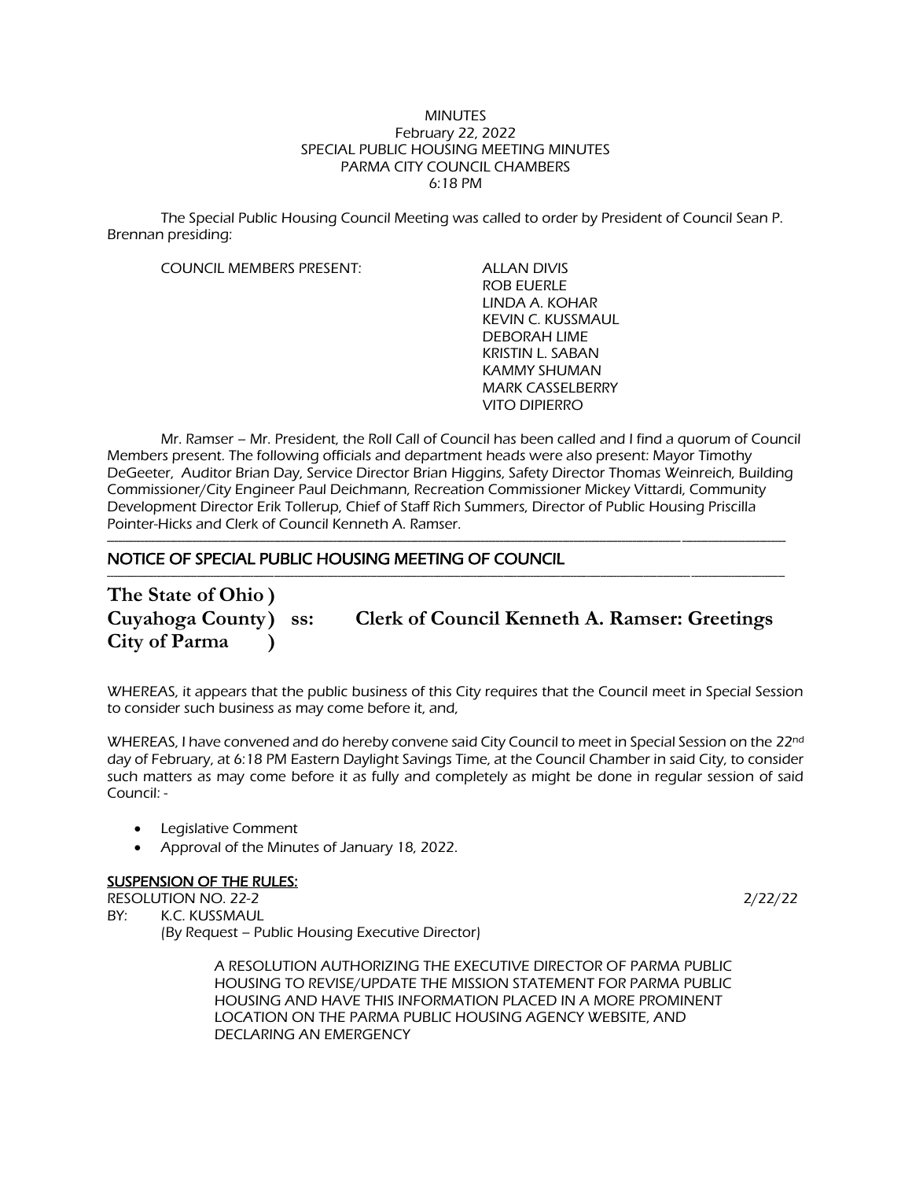MINUTES
February 22, 2022
SPECIAL PUBLIC HOUSING MEETING MINUTES
PARMA CITY COUNCIL CHAMBERS
6:18 PM

*The Special Public Housing Council Meeting was called to order by President of Council Sean P. Brennan presiding:*

COUNCIL MEMBERS PRESENT:

ALLAN DIVIS
ROB EUERLE
LINDA A. KOHAR
KEVIN C. KUSSMAUL
DEBORAH LIME
KRISTIN L. SABAN
KAMMY SHUMAN
MARK CASSELBERRY
VITO DIPIERRO

*Mr. Ramser – Mr. President, the Roll Call of Council has been called and I find a quorum of Council Members present. The following officials and department heads were also present: Mayor Timothy DeGeeter, Auditor Brian Day, Service Director Brian Higgins, Safety Director Thomas Weinreich, Building Commissioner/City Engineer Paul Deichmann, Recreation Commissioner Mickey Vittardi, Community Development Director Erik Tollerup, Chief of Staff Rich Summers, Director of Public Housing Priscilla Pointer-Hicks and Clerk of Council Kenneth A. Ramser.*

---

## NOTICE OF SPECIAL PUBLIC HOUSING MEETING OF COUNCIL

---

**The State of Ohio )**
**Cuyahoga County ) ss: Clerk of Council Kenneth A. Ramser: Greetings**
**City of Parma )**

*WHEREAS, it appears that the public business of this City requires that the Council meet in Special Session to consider such business as may come before it, and,*

*WHEREAS, I have convened and do hereby convene said City Council to meet in Special Session on the 22nd day of February, at 6:18 PM Eastern Daylight Savings Time, at the Council Chamber in said City, to consider such matters as may come before it as fully and completely as might be done in regular session of said Council: -*

- *Legislative Comment*
- *Approval of the Minutes of January 18, 2022.*

### SUSPENSION OF THE RULES:

RESOLUTION NO. 22-2 2/22/22
BY: K.C. KUSSMAUL
*(By Request – Public Housing Executive Director)*

*A RESOLUTION AUTHORIZING THE EXECUTIVE DIRECTOR OF PARMA PUBLIC HOUSING TO REVISE/UPDATE THE MISSION STATEMENT FOR PARMA PUBLIC HOUSING AND HAVE THIS INFORMATION PLACED IN A MORE PROMINENT LOCATION ON THE PARMA PUBLIC HOUSING AGENCY WEBSITE, AND DECLARING AN EMERGENCY*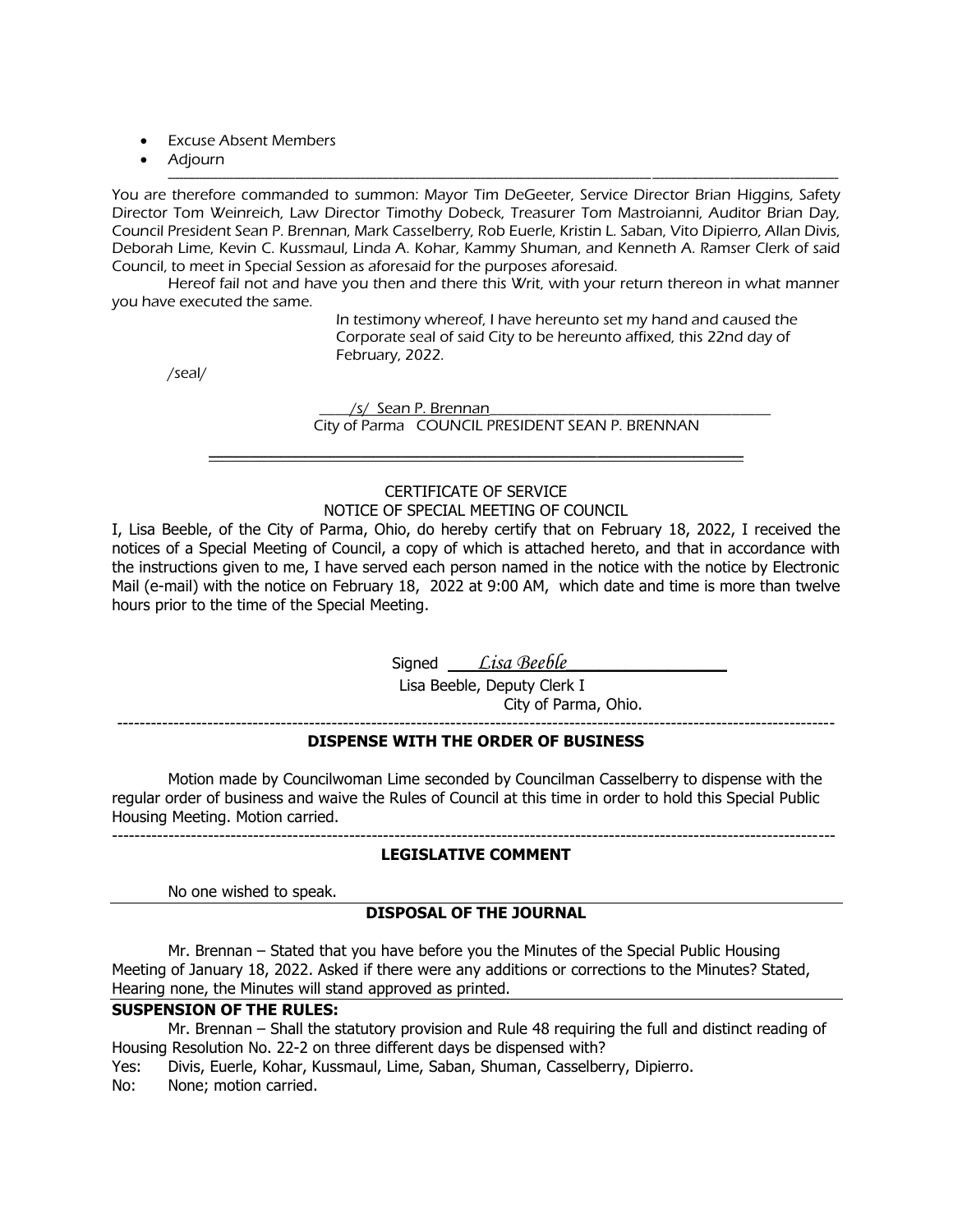- Excuse Absent Members
- Adjourn

---

You are therefore commanded to summon: Mayor Tim DeGeeter, Service Director Brian Higgins, Safety Director Tom Weinreich, Law Director Timothy Dobeck, Treasurer Tom Mastroianni, Auditor Brian Day, Council President Sean P. Brennan, Mark Casselberry, Rob Euerle, Kristin L. Saban, Vito Dipierro, Allan Divis, Deborah Lime, Kevin C. Kussmaul, Linda A. Kohar, Kammy Shuman, and Kenneth A. Ramser Clerk of said Council, to meet in Special Session as aforesaid for the purposes aforesaid.

Hereof fail not and have you then and there this Writ, with your return thereon in what manner you have executed the same.

In testimony whereof, I have hereunto set my hand and caused the Corporate seal of said City to be hereunto affixed, this 22nd day of February, 2022.

/seal/

/s/ Sean P. Brennan
City of Parma COUNCIL PRESIDENT SEAN P. BRENNAN

---

CERTIFICATE OF SERVICE
NOTICE OF SPECIAL MEETING OF COUNCIL

I, Lisa Beeble, of the City of Parma, Ohio, do hereby certify that on February 18, 2022, I received the notices of a Special Meeting of Council, a copy of which is attached hereto, and that in accordance with the instructions given to me, I have served each person named in the notice with the notice by Electronic Mail (e-mail) with the notice on February 18, 2022 at 9:00 AM, which date and time is more than twelve hours prior to the time of the Special Meeting.

Signed *Lisa Beeble*
Lisa Beeble, Deputy Clerk I
City of Parma, Ohio.

---

**DISPENSE WITH THE ORDER OF BUSINESS**

Motion made by Councilwoman Lime seconded by Councilman Casselberry to dispense with the regular order of business and waive the Rules of Council at this time in order to hold this Special Public Housing Meeting. Motion carried.

---

**LEGISLATIVE COMMENT**

No one wished to speak.

**DISPOSAL OF THE JOURNAL**

Mr. Brennan – Stated that you have before you the Minutes of the Special Public Housing Meeting of January 18, 2022. Asked if there were any additions or corrections to the Minutes? Stated, Hearing none, the Minutes will stand approved as printed.

**SUSPENSION OF THE RULES:**

Mr. Brennan – Shall the statutory provision and Rule 48 requiring the full and distinct reading of Housing Resolution No. 22-2 on three different days be dispensed with?

Yes: Divis, Euerle, Kohar, Kussmaul, Lime, Saban, Shuman, Casselberry, Dipierro.
No: None; motion carried.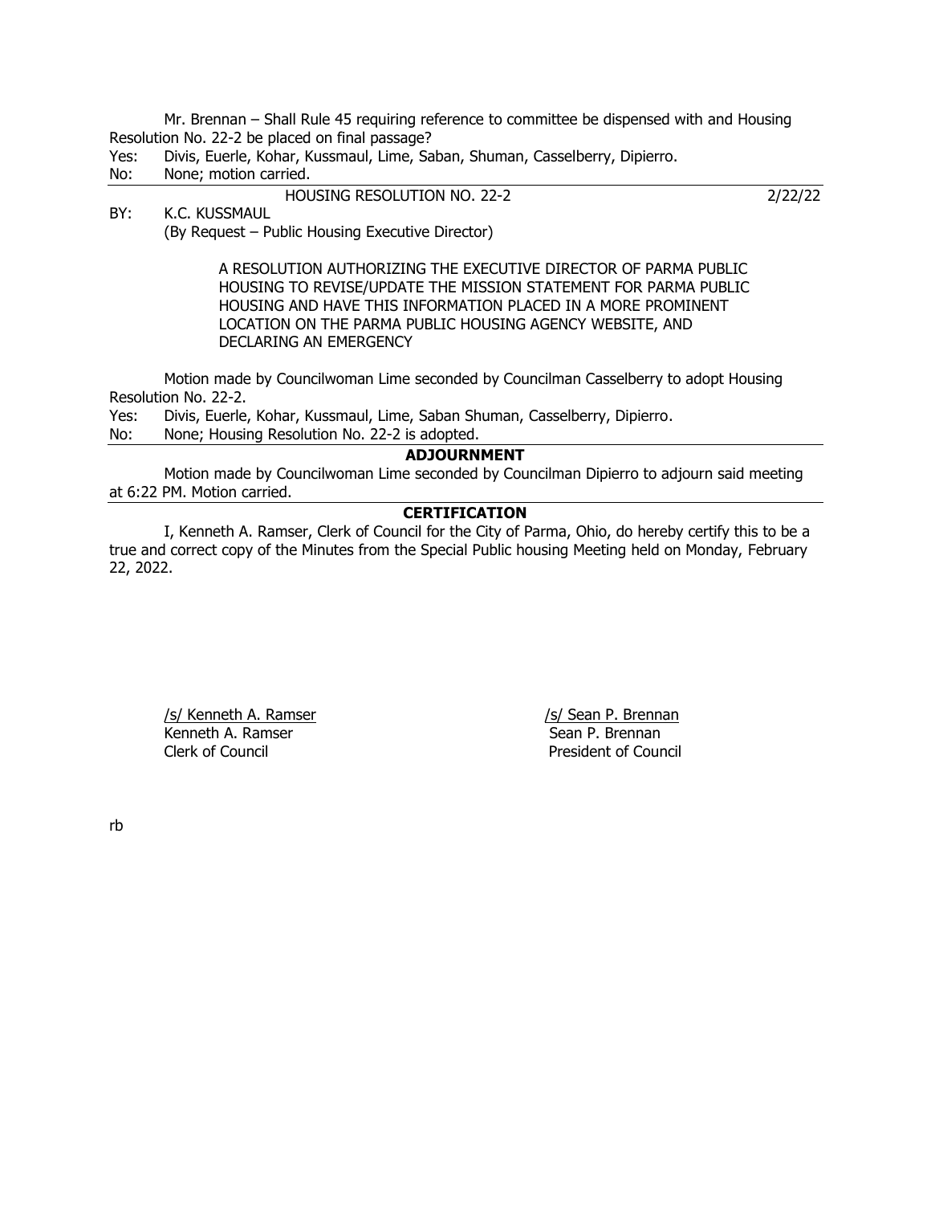Mr. Brennan – Shall Rule 45 requiring reference to committee be dispensed with and Housing Resolution No. 22-2 be placed on final passage?

Yes: Divis, Euerle, Kohar, Kussmaul, Lime, Saban, Shuman, Casselberry, Dipierro.
No: None; motion carried.

HOUSING RESOLUTION NO. 22-2 — 2/22/22

BY: K.C. KUSSMAUL
(By Request – Public Housing Executive Director)

A RESOLUTION AUTHORIZING THE EXECUTIVE DIRECTOR OF PARMA PUBLIC HOUSING TO REVISE/UPDATE THE MISSION STATEMENT FOR PARMA PUBLIC HOUSING AND HAVE THIS INFORMATION PLACED IN A MORE PROMINENT LOCATION ON THE PARMA PUBLIC HOUSING AGENCY WEBSITE, AND DECLARING AN EMERGENCY

Motion made by Councilwoman Lime seconded by Councilman Casselberry to adopt Housing Resolution No. 22-2.

Yes: Divis, Euerle, Kohar, Kussmaul, Lime, Saban Shuman, Casselberry, Dipierro.
No: None; Housing Resolution No. 22-2 is adopted.

**ADJOURNMENT**

Motion made by Councilwoman Lime seconded by Councilman Dipierro to adjourn said meeting at 6:22 PM. Motion carried.

**CERTIFICATION**

I, Kenneth A. Ramser, Clerk of Council for the City of Parma, Ohio, do hereby certify this to be a true and correct copy of the Minutes from the Special Public housing Meeting held on Monday, February 22, 2022.

/s/ Kenneth A. Ramser
Kenneth A. Ramser
Clerk of Council

/s/ Sean P. Brennan
Sean P. Brennan
President of Council

rb